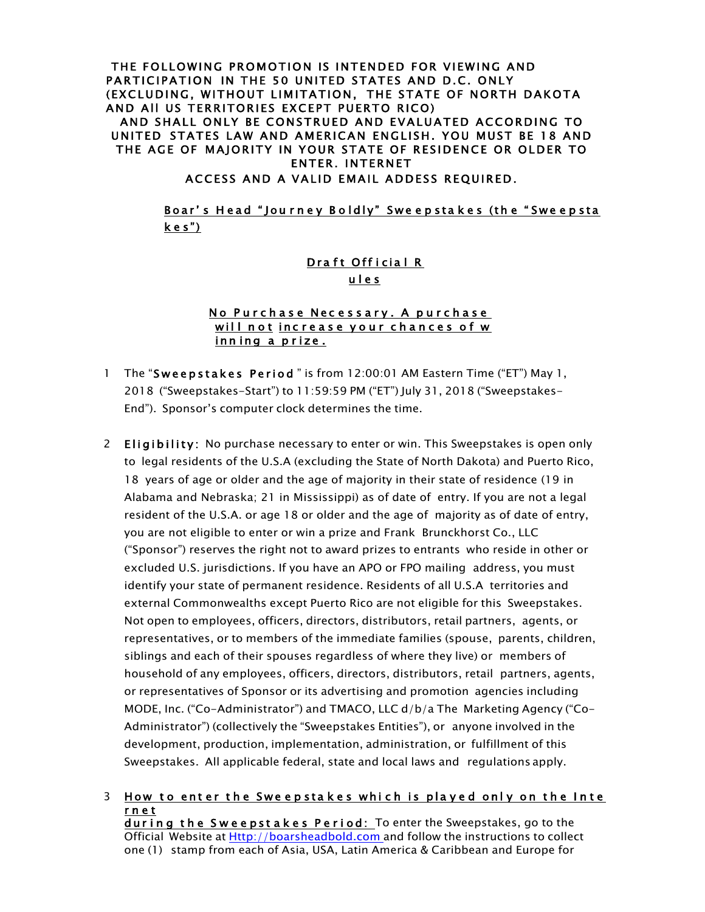**THE FOLLOWING PROMOTION IS INTENDED FOR VIEWING AND PARTICIPATION IN THE 50 UNITED STATES AND D.C. ONLY (EXCLUDING, WITHOUT LIMITATION, THE STATE OF NORTH DAKOTA AND All US TERRITORIES EXCEPT PUERTO RICO) AND SHALL ONLY BE CONSTRUED AND EVALUATED ACCORDING TO UNITED STATES LAW AND AMERICAN ENGLISH. YOU MUST BE 18 AND THE AGE OF MAJORITY IN YOUR STATE OF RESIDENCE OR OLDER TO ENTER. INTERNET ACCESS AND A VALID EMAIL ADDESS REQUIRED.**

**Boar's Head "Journey Boldly" Sweepstakes (the "Sweepstakes")**

**Draft Official Rules**

**No Purchase Necessary. A purchase will not increase your chances of winning a prize.**

1 The "**Sweepstakes Period**" is from 12:00:01 AM Eastern Time ("ET") May 1, 2018 ("Sweepstakes-Start") to 11:59:59 PM ("ET") July 31, 2018 ("Sweepstakes-End"). Sponsor's computer clock determines the time.

2 **Eligibility:** No purchase necessary to enter or win. This Sweepstakes is open only to legal residents of the U.S.A (excluding the State of North Dakota) and Puerto Rico, 18 years of age or older and the age of majority in their state of residence (19 in Alabama and Nebraska; 21 in Mississippi) as of date of entry. If you are not a legal resident of the U.S.A. or age 18 or older and the age of majority as of date of entry, you are not eligible to enter or win a prize and Frank Brunckhorst Co., LLC ("Sponsor") reserves the right not to award prizes to entrants who reside in other or excluded U.S. jurisdictions. If you have an APO or FPO mailing address, you must identify your state of permanent residence. Residents of all U.S.A territories and external Commonwealths except Puerto Rico are not eligible for this Sweepstakes. Not open to employees, officers, directors, distributors, retail partners, agents, or representatives, or to members of the immediate families (spouse, parents, children, siblings and each of their spouses regardless of where they live) or members of household of any employees, officers, directors, distributors, retail partners, agents, or representatives of Sponsor or its advertising and promotion agencies including MODE, Inc. ("Co-Administrator") and TMACO, LLC d/b/a The Marketing Agency ("Co-Administrator") (collectively the "Sweepstakes Entities"), or anyone involved in the development, production, implementation, administration, or fulfillment of this Sweepstakes. All applicable federal, state and local laws and regulations apply.

3 **How to enter the Sweepstakes which is played only on the Internet during the Sweepstakes Period:** To enter the Sweepstakes, go to the Official Website at [Http://boarsheadbold.com](Http://boarsheadbold.com) and follow the instructions to collect one (1) stamp from each of Asia, USA, Latin America & Caribbean and Europe for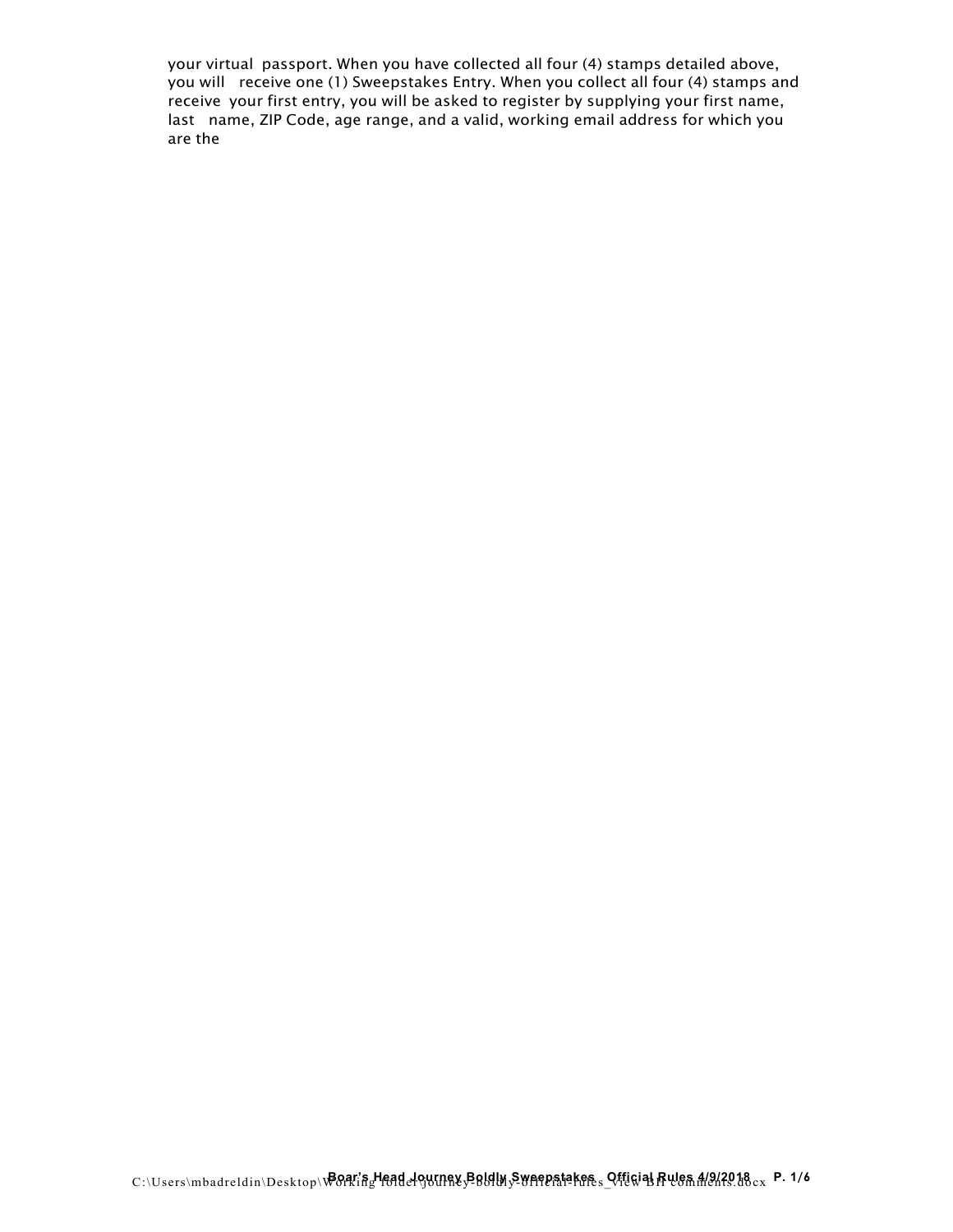your virtual passport. When you have collected all four (4) stamps detailed above, you will receive one (1) Sweepstakes Entry. When you collect all four (4) stamps and receive your first entry, you will be asked to register by supplying your first name, last name, ZIP Code, age range, and a valid, working email address for which you are the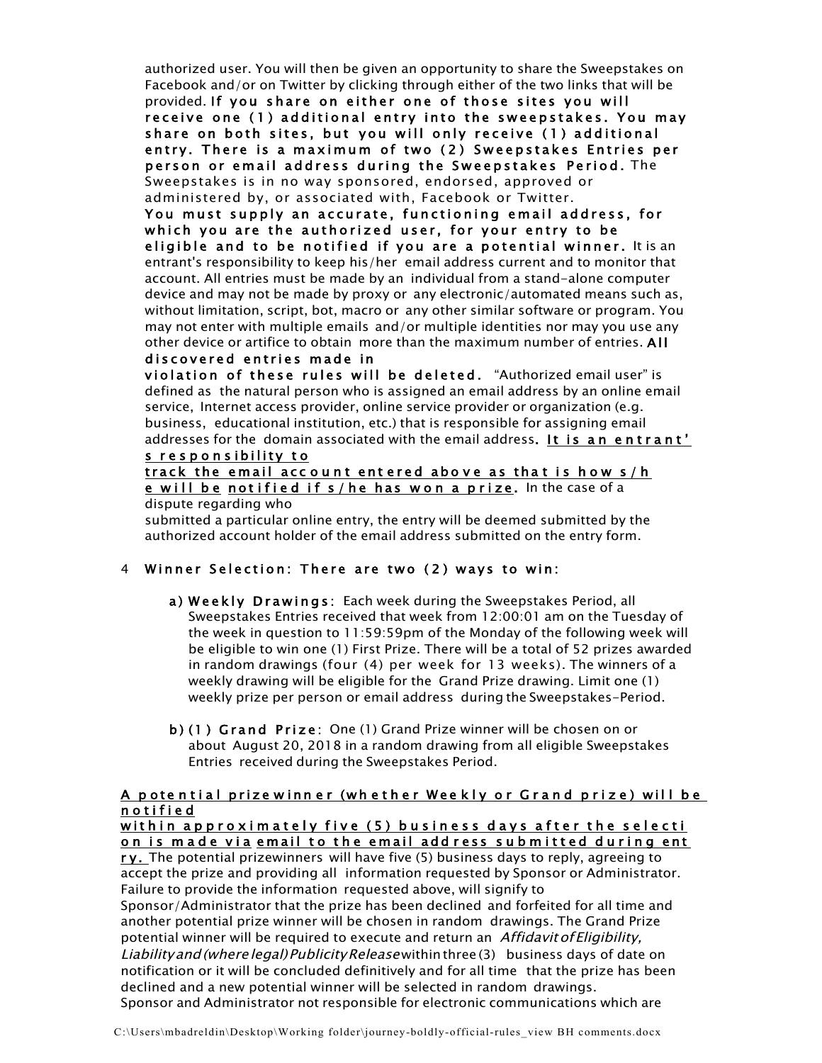authorized user. You will then be given an opportunity to share the Sweepstakes on Facebook and/or on Twitter by clicking through either of the two links that will be provided. **If you share on either one of those sites you will receive one (1) additional entry into the sweepstakes. You may share on both sites, but you will only receive (1) additional entry. There is a maximum of two (2) Sweepstakes Entries per person or email address during the Sweepstakes Period.** The Sweepstakes is in no way sponsored, endorsed, approved or administered by, or associated with, Facebook or Twitter.

**You must supply an accurate, functioning email address, for which you are the authorized user, for your entry to be eligible and to be notified if you are a potential winner.** It is an entrant's responsibility to keep his/her email address current and to monitor that account. All entries must be made by an individual from a stand-alone computer device and may not be made by proxy or any electronic/automated means such as, without limitation, script, bot, macro or any other similar software or program. You may not enter with multiple emails and/or multiple identities nor may you use any other device or artifice to obtain more than the maximum number of entries. **All discovered entries made in violation of these rules will be deleted.** "Authorized email user" is defined as the natural person who is assigned an email address by an online email service, Internet access provider, online service provider or organization (e.g. business, educational institution, etc.) that is responsible for assigning email addresses for the domain associated with the email address. **It is an entrant's responsibility to track the email account entered above as that is how s/he will be notified if s/he has won a prize.** In the case of a dispute regarding who submitted a particular online entry, the entry will be deemed submitted by the authorized account holder of the email address submitted on the entry form.

4 **Winner Selection: There are two (2) ways to win:**

a) **Weekly Drawings**: Each week during the Sweepstakes Period, all Sweepstakes Entries received that week from 12:00:01 am on the Tuesday of the week in question to 11:59:59pm of the Monday of the following week will be eligible to win one (1) First Prize. There will be a total of 52 prizes awarded in random drawings (four (4) per week for 13 weeks). The winners of a weekly drawing will be eligible for the Grand Prize drawing. Limit one (1) weekly prize per person or email address during the Sweepstakes-Period.

b) **(1) Grand Prize**: One (1) Grand Prize winner will be chosen on or about August 20, 2018 in a random drawing from all eligible Sweepstakes Entries received during the Sweepstakes Period.

**A potential prizewinner (whether Weekly or Grand prize) will be notified within approximately five (5) business days after the selection is made via email to the email address submitted during entry.** The potential prizewinners will have five (5) business days to reply, agreeing to accept the prize and providing all information requested by Sponsor or Administrator. Failure to provide the information requested above, will signify to Sponsor/Administrator that the prize has been declined and forfeited for all time and another potential prize winner will be chosen in random drawings. The Grand Prize potential winner will be required to execute and return an *Affidavit of Eligibility, Liability and (where legal) Publicity Release* within three (3) business days of date on notification or it will be concluded definitively and for all time that the prize has been declined and a new potential winner will be selected in random drawings.

Sponsor and Administrator not responsible for electronic communications which are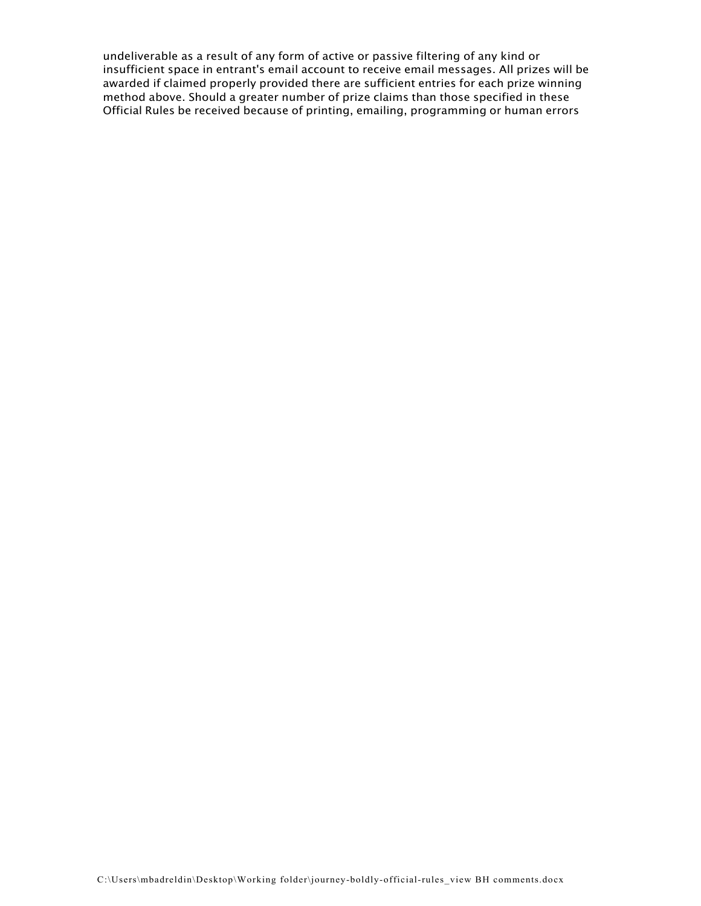undeliverable as a result of any form of active or passive filtering of any kind or insufficient space in entrant's email account to receive email messages. All prizes will be awarded if claimed properly provided there are sufficient entries for each prize winning method above. Should a greater number of prize claims than those specified in these Official Rules be received because of printing, emailing, programming or human errors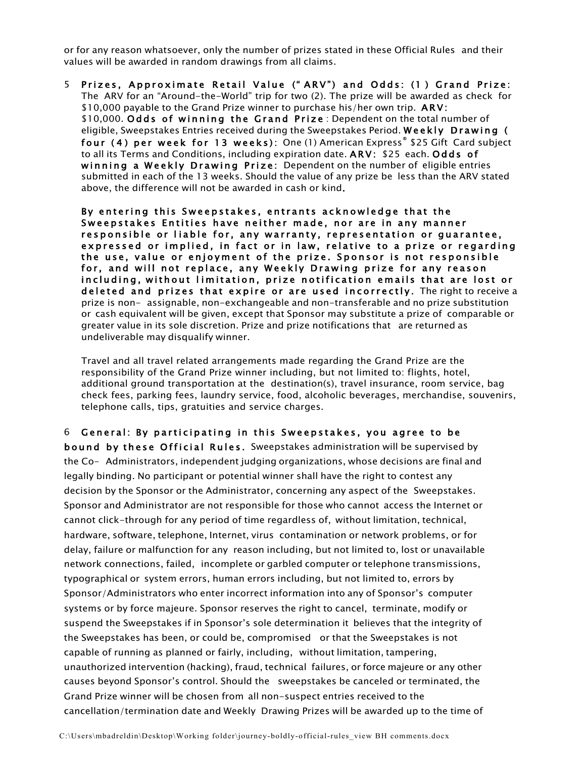or for any reason whatsoever, only the number of prizes stated in these Official Rules and their values will be awarded in random drawings from all claims.

5 **Prizes, Approximate Retail Value ("ARV") and Odds: (1) Grand Prize**: The ARV for an "Around-the-World" trip for two (2). The prize will be awarded as check for $10,000 payable to the Grand Prize winner to purchase his/her own trip. **ARV**: $10,000. **Odds of winning the Grand Prize**: Dependent on the total number of eligible, Sweepstakes Entries received during the Sweepstakes Period. **Weekly Drawing ( four (4) per week for 13 weeks)**: One (1) American Express® $25 Gift Card subject to all its Terms and Conditions, including expiration date. **ARV**: $25 each. **Odds of winning a Weekly Drawing Prize**: Dependent on the number of eligible entries submitted in each of the 13 weeks. Should the value of any prize be less than the ARV stated above, the difference will not be awarded in cash or kind.

**By entering this Sweepstakes, entrants acknowledge that the Sweepstakes Entities have neither made, nor are in any manner responsible or liable for, any warranty, representation or guarantee, expressed or implied, in fact or in law, relative to a prize or regarding the use, value or enjoyment of the prize. Sponsor is not responsible for, and will not replace, any Weekly Drawing prize for any reason including, without limitation, prize notification emails that are lost or deleted and prizes that expire or are used incorrectly.** The right to receive a prize is non- assignable, non-exchangeable and non-transferable and no prize substitution or cash equivalent will be given, except that Sponsor may substitute a prize of comparable or greater value in its sole discretion. Prize and prize notifications that are returned as undeliverable may disqualify winner.

Travel and all travel related arrangements made regarding the Grand Prize are the responsibility of the Grand Prize winner including, but not limited to: flights, hotel, additional ground transportation at the destination(s), travel insurance, room service, bag check fees, parking fees, laundry service, food, alcoholic beverages, merchandise, souvenirs, telephone calls, tips, gratuities and service charges.

6 **General: By participating in this Sweepstakes, you agree to be bound by these Official Rules.** Sweepstakes administration will be supervised by the Co- Administrators, independent judging organizations, whose decisions are final and legally binding. No participant or potential winner shall have the right to contest any decision by the Sponsor or the Administrator, concerning any aspect of the Sweepstakes. Sponsor and Administrator are not responsible for those who cannot access the Internet or cannot click-through for any period of time regardless of, without limitation, technical, hardware, software, telephone, Internet, virus contamination or network problems, or for delay, failure or malfunction for any reason including, but not limited to, lost or unavailable network connections, failed, incomplete or garbled computer or telephone transmissions, typographical or system errors, human errors including, but not limited to, errors by Sponsor/Administrators who enter incorrect information into any of Sponsor's computer systems or by force majeure. Sponsor reserves the right to cancel, terminate, modify or suspend the Sweepstakes if in Sponsor's sole determination it believes that the integrity of the Sweepstakes has been, or could be, compromised or that the Sweepstakes is not capable of running as planned or fairly, including, without limitation, tampering, unauthorized intervention (hacking), fraud, technical failures, or force majeure or any other causes beyond Sponsor's control. Should the sweepstakes be canceled or terminated, the Grand Prize winner will be chosen from all non-suspect entries received to the cancellation/termination date and Weekly Drawing Prizes will be awarded up to the time of

C:\Users\mbadreldin\Desktop\Working folder\journey-boldly-official-rules_view BH comments.docx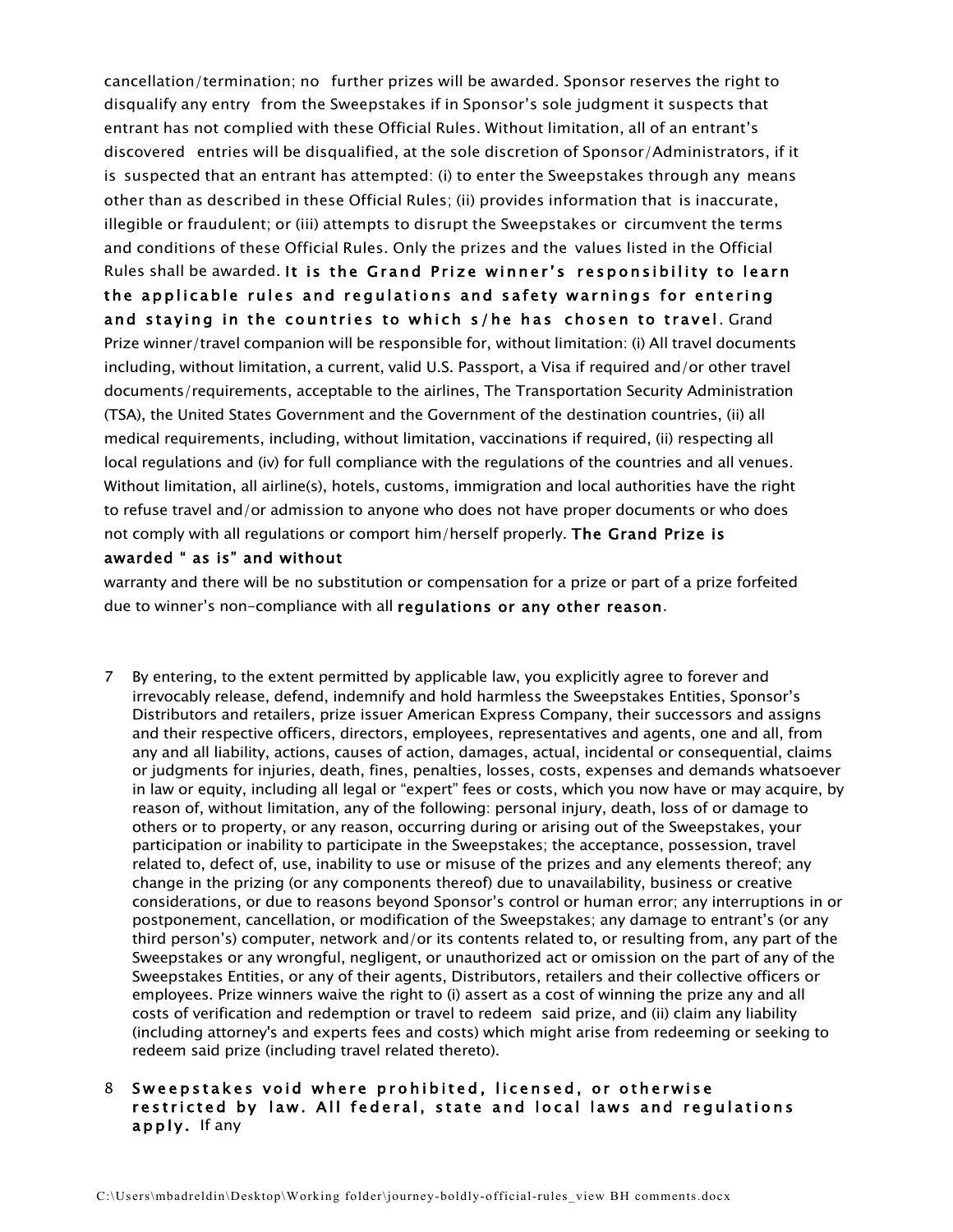cancellation/termination; no further prizes will be awarded. Sponsor reserves the right to disqualify any entry from the Sweepstakes if in Sponsor's sole judgment it suspects that entrant has not complied with these Official Rules. Without limitation, all of an entrant's discovered entries will be disqualified, at the sole discretion of Sponsor/Administrators, if it is suspected that an entrant has attempted: (i) to enter the Sweepstakes through any means other than as described in these Official Rules; (ii) provides information that is inaccurate, illegible or fraudulent; or (iii) attempts to disrupt the Sweepstakes or circumvent the terms and conditions of these Official Rules. Only the prizes and the values listed in the Official Rules shall be awarded. **It is the Grand Prize winner's responsibility to learn the applicable rules and regulations and safety warnings for entering and staying in the countries to which s/he has chosen to travel**. Grand Prize winner/travel companion will be responsible for, without limitation: (i) All travel documents including, without limitation, a current, valid U.S. Passport, a Visa if required and/or other travel documents/requirements, acceptable to the airlines, The Transportation Security Administration (TSA), the United States Government and the Government of the destination countries, (ii) all medical requirements, including, without limitation, vaccinations if required, (ii) respecting all local regulations and (iv) for full compliance with the regulations of the countries and all venues. Without limitation, all airline(s), hotels, customs, immigration and local authorities have the right to refuse travel and/or admission to anyone who does not have proper documents or who does not comply with all regulations or comport him/herself properly. **The Grand Prize is awarded " as is" and without** warranty and there will be no substitution or compensation for a prize or part of a prize forfeited due to winner's non-compliance with all **regulations or any other reason**.

7 By entering, to the extent permitted by applicable law, you explicitly agree to forever and irrevocably release, defend, indemnify and hold harmless the Sweepstakes Entities, Sponsor's Distributors and retailers, prize issuer American Express Company, their successors and assigns and their respective officers, directors, employees, representatives and agents, one and all, from any and all liability, actions, causes of action, damages, actual, incidental or consequential, claims or judgments for injuries, death, fines, penalties, losses, costs, expenses and demands whatsoever in law or equity, including all legal or "expert" fees or costs, which you now have or may acquire, by reason of, without limitation, any of the following: personal injury, death, loss of or damage to others or to property, or any reason, occurring during or arising out of the Sweepstakes, your participation or inability to participate in the Sweepstakes; the acceptance, possession, travel related to, defect of, use, inability to use or misuse of the prizes and any elements thereof; any change in the prizing (or any components thereof) due to unavailability, business or creative considerations, or due to reasons beyond Sponsor's control or human error; any interruptions in or postponement, cancellation, or modification of the Sweepstakes; any damage to entrant's (or any third person's) computer, network and/or its contents related to, or resulting from, any part of the Sweepstakes or any wrongful, negligent, or unauthorized act or omission on the part of any of the Sweepstakes Entities, or any of their agents, Distributors, retailers and their collective officers or employees. Prize winners waive the right to (i) assert as a cost of winning the prize any and all costs of verification and redemption or travel to redeem said prize, and (ii) claim any liability (including attorney's and experts fees and costs) which might arise from redeeming or seeking to redeem said prize (including travel related thereto).

8 **Sweepstakes void where prohibited, licensed, or otherwise restricted by law. All federal, state and local laws and regulations apply.** If any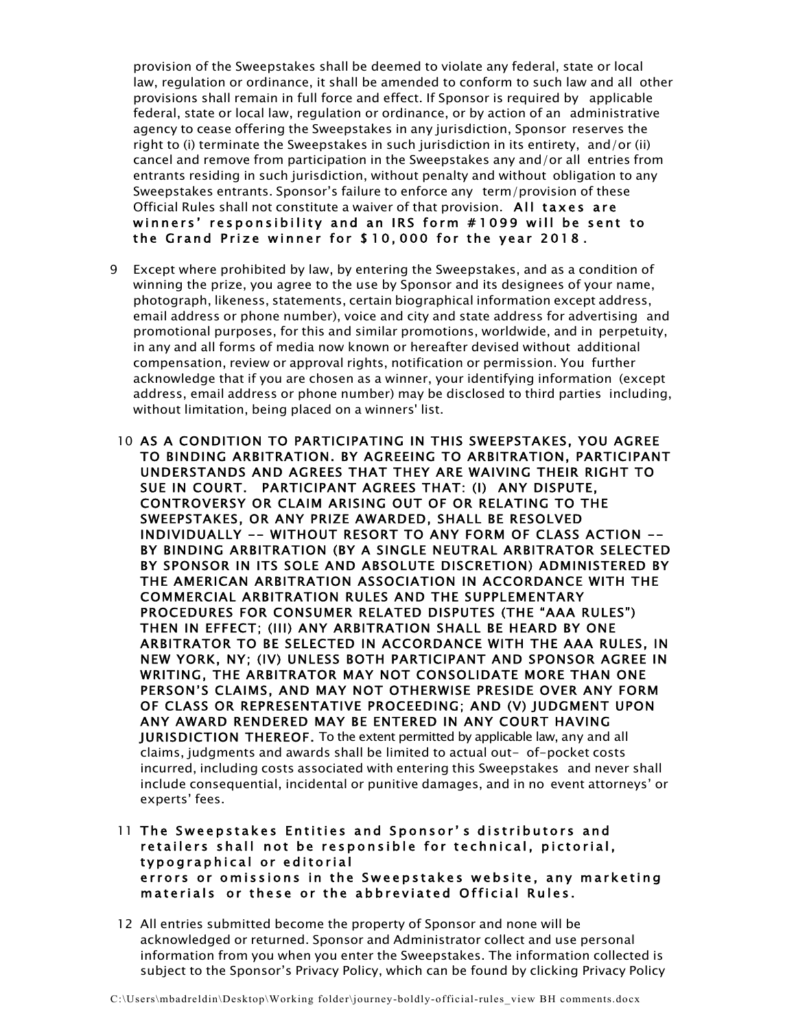provision of the Sweepstakes shall be deemed to violate any federal, state or local law, regulation or ordinance, it shall be amended to conform to such law and all other provisions shall remain in full force and effect. If Sponsor is required by applicable federal, state or local law, regulation or ordinance, or by action of an administrative agency to cease offering the Sweepstakes in any jurisdiction, Sponsor reserves the right to (i) terminate the Sweepstakes in such jurisdiction in its entirety, and/or (ii) cancel and remove from participation in the Sweepstakes any and/or all entries from entrants residing in such jurisdiction, without penalty and without obligation to any Sweepstakes entrants. Sponsor's failure to enforce any term/provision of these Official Rules shall not constitute a waiver of that provision. **All taxes are winners' responsibility and an IRS form #1099 will be sent to the Grand Prize winner for $10,000 for the year 2018.**

9 Except where prohibited by law, by entering the Sweepstakes, and as a condition of winning the prize, you agree to the use by Sponsor and its designees of your name, photograph, likeness, statements, certain biographical information except address, email address or phone number), voice and city and state address for advertising and promotional purposes, for this and similar promotions, worldwide, and in perpetuity, in any and all forms of media now known or hereafter devised without additional compensation, review or approval rights, notification or permission. You further acknowledge that if you are chosen as a winner, your identifying information (except address, email address or phone number) may be disclosed to third parties including, without limitation, being placed on a winners' list.

10 **AS A CONDITION TO PARTICIPATING IN THIS SWEEPSTAKES, YOU AGREE TO BINDING ARBITRATION. BY AGREEING TO ARBITRATION, PARTICIPANT UNDERSTANDS AND AGREES THAT THEY ARE WAIVING THEIR RIGHT TO SUE IN COURT. PARTICIPANT AGREES THAT: (I) ANY DISPUTE, CONTROVERSY OR CLAIM ARISING OUT OF OR RELATING TO THE SWEEPSTAKES, OR ANY PRIZE AWARDED, SHALL BE RESOLVED INDIVIDUALLY -- WITHOUT RESORT TO ANY FORM OF CLASS ACTION -- BY BINDING ARBITRATION (BY A SINGLE NEUTRAL ARBITRATOR SELECTED BY SPONSOR IN ITS SOLE AND ABSOLUTE DISCRETION) ADMINISTERED BY THE AMERICAN ARBITRATION ASSOCIATION IN ACCORDANCE WITH THE COMMERCIAL ARBITRATION RULES AND THE SUPPLEMENTARY PROCEDURES FOR CONSUMER RELATED DISPUTES (THE "AAA RULES") THEN IN EFFECT; (III) ANY ARBITRATION SHALL BE HEARD BY ONE ARBITRATOR TO BE SELECTED IN ACCORDANCE WITH THE AAA RULES, IN NEW YORK, NY; (IV) UNLESS BOTH PARTICIPANT AND SPONSOR AGREE IN WRITING, THE ARBITRATOR MAY NOT CONSOLIDATE MORE THAN ONE PERSON'S CLAIMS, AND MAY NOT OTHERWISE PRESIDE OVER ANY FORM OF CLASS OR REPRESENTATIVE PROCEEDING; AND (V) JUDGMENT UPON ANY AWARD RENDERED MAY BE ENTERED IN ANY COURT HAVING JURISDICTION THEREOF.** To the extent permitted by applicable law, any and all claims, judgments and awards shall be limited to actual out- of-pocket costs incurred, including costs associated with entering this Sweepstakes and never shall include consequential, incidental or punitive damages, and in no event attorneys' or experts' fees.

11 **The Sweepstakes Entities and Sponsor's distributors and retailers shall not be responsible for technical, pictorial, typographical or editorial errors or omissions in the Sweepstakes website, any marketing materials or these or the abbreviated Official Rules.**

12 All entries submitted become the property of Sponsor and none will be acknowledged or returned. Sponsor and Administrator collect and use personal information from you when you enter the Sweepstakes. The information collected is subject to the Sponsor's Privacy Policy, which can be found by clicking Privacy Policy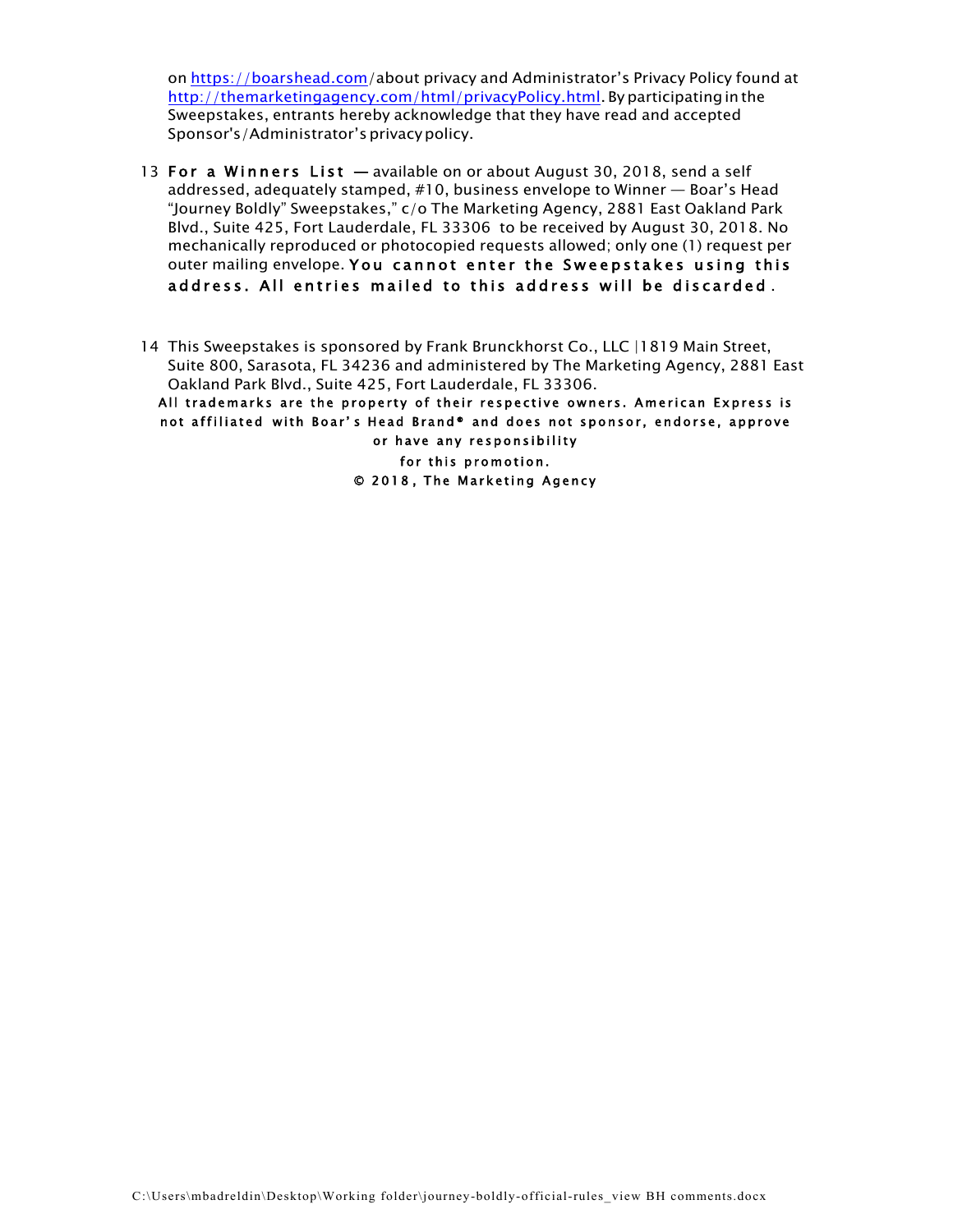on [https://boarshead.com](https://boarshead.com)/about privacy and Administrator's Privacy Policy found at [http://themarketingagency.com/html/privacyPolicy.html](http://themarketingagency.com/html/privacyPolicy.html). By participating in the Sweepstakes, entrants hereby acknowledge that they have read and accepted Sponsor's/Administrator's privacy policy.

13 **For a Winners List** — available on or about August 30, 2018, send a self addressed, adequately stamped, #10, business envelope to Winner — Boar's Head "Journey Boldly" Sweepstakes," c/o The Marketing Agency, 2881 East Oakland Park Blvd., Suite 425, Fort Lauderdale, FL 33306 to be received by August 30, 2018. No mechanically reproduced or photocopied requests allowed; only one (1) request per outer mailing envelope. **You cannot enter the Sweepstakes using this address. All entries mailed to this address will be discarded.**

14 This Sweepstakes is sponsored by Frank Brunckhorst Co., LLC |1819 Main Street, Suite 800, Sarasota, FL 34236 and administered by The Marketing Agency, 2881 East Oakland Park Blvd., Suite 425, Fort Lauderdale, FL 33306.

All trademarks are the property of their respective owners. American Express is not affiliated with Boar's Head Brand® and does not sponsor, endorse, approve or have any responsibility for this promotion.

© 2018, The Marketing Agency

C:\Users\mbadreldin\Desktop\Working folder\journey-boldly-official-rules_view BH comments.docx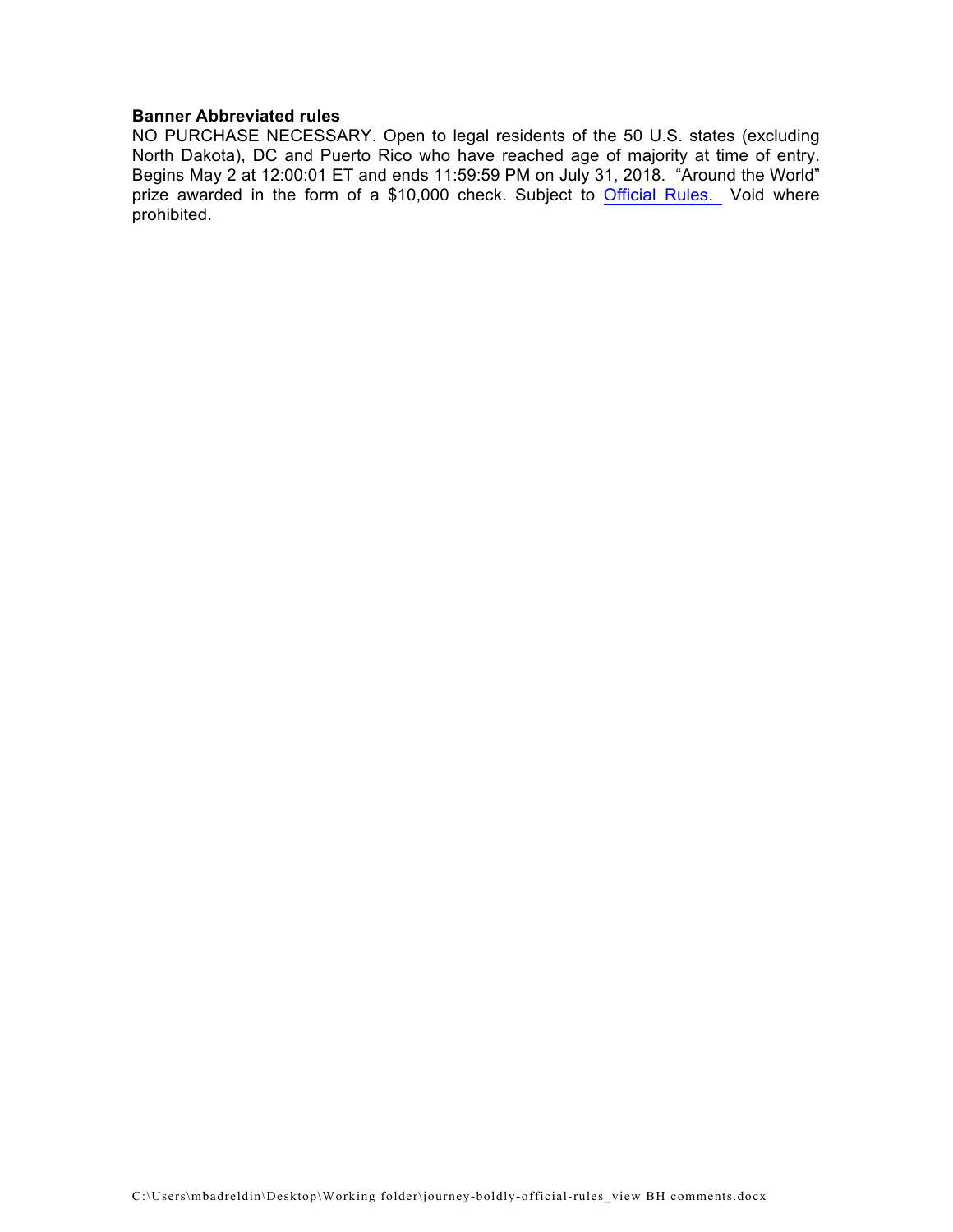**Banner Abbreviated rules**

NO PURCHASE NECESSARY. Open to legal residents of the 50 U.S. states (excluding North Dakota), DC and Puerto Rico who have reached age of majority at time of entry. Begins May 2 at 12:00:01 ET and ends 11:59:59 PM on July 31, 2018. "Around the World" prize awarded in the form of a $10,000 check. Subject to Official Rules. Void where prohibited.